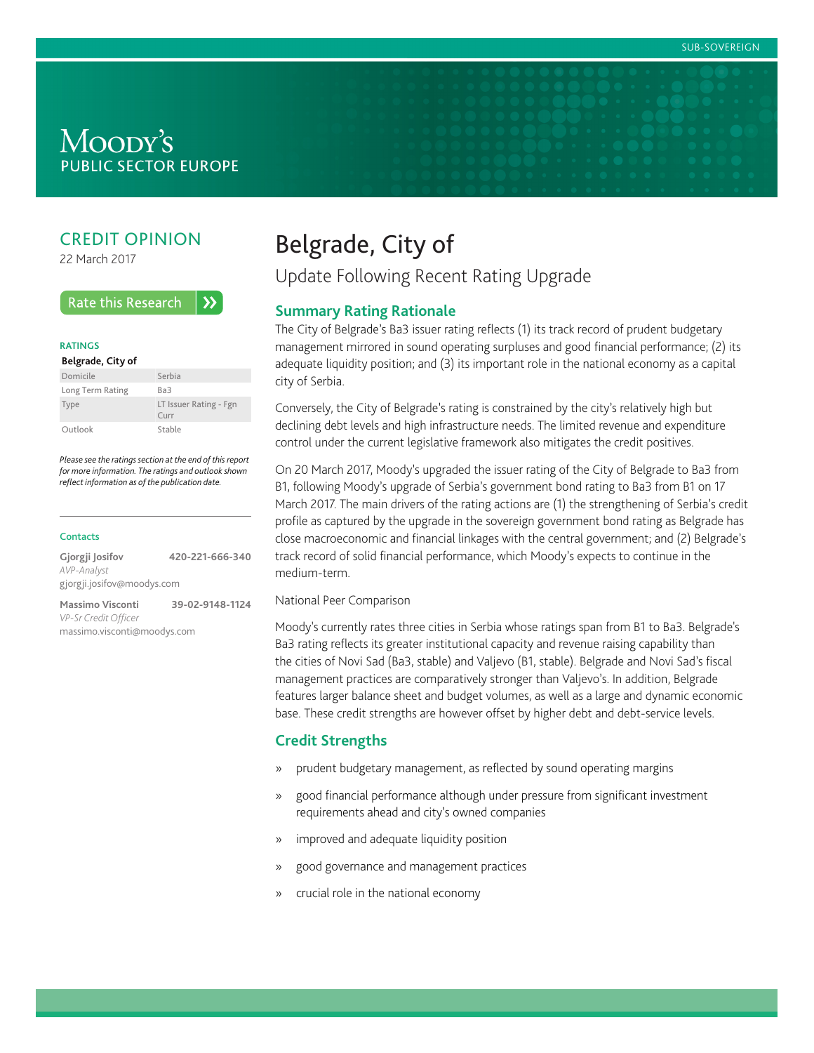SUB-SOVEREIGN

MOODY'S PUBLIC SECTOR EUROPE

## CREDIT OPINION

22 March 2017

Rate this Research

**RATINGS**

**Belgrade, City of**

| | |
|---|---|
| Domicile | Serbia |
| Long Term Rating | Ba3 |
| Type | LT Issuer Rating - Fgn Curr |
| Outlook | Stable |

*Please see the ratings section at the end of this report for more information. The ratings and outlook shown reflect information as of the publication date.*

**Contacts**

**Gjorgji Josifov** 420-221-666-340
*AVP-Analyst*
gjorgji.josifov@moodys.com

**Massimo Visconti** 39-02-9148-1124
*VP-Sr Credit Officer*
massimo.visconti@moodys.com

# Belgrade, City of

## Update Following Recent Rating Upgrade

### Summary Rating Rationale

The City of Belgrade's Ba3 issuer rating reflects (1) its track record of prudent budgetary management mirrored in sound operating surpluses and good financial performance; (2) its adequate liquidity position; and (3) its important role in the national economy as a capital city of Serbia.

Conversely, the City of Belgrade's rating is constrained by the city's relatively high but declining debt levels and high infrastructure needs. The limited revenue and expenditure control under the current legislative framework also mitigates the credit positives.

On 20 March 2017, Moody's upgraded the issuer rating of the City of Belgrade to Ba3 from B1, following Moody's upgrade of Serbia's government bond rating to Ba3 from B1 on 17 March 2017. The main drivers of the rating actions are (1) the strengthening of Serbia's credit profile as captured by the upgrade in the sovereign government bond rating as Belgrade has close macroeconomic and financial linkages with the central government; and (2) Belgrade's track record of solid financial performance, which Moody's expects to continue in the medium-term.

National Peer Comparison

Moody's currently rates three cities in Serbia whose ratings span from B1 to Ba3. Belgrade's Ba3 rating reflects its greater institutional capacity and revenue raising capability than the cities of Novi Sad (Ba3, stable) and Valjevo (B1, stable). Belgrade and Novi Sad's fiscal management practices are comparatively stronger than Valjevo's. In addition, Belgrade features larger balance sheet and budget volumes, as well as a large and dynamic economic base. These credit strengths are however offset by higher debt and debt-service levels.

### Credit Strengths

- prudent budgetary management, as reflected by sound operating margins
- good financial performance although under pressure from significant investment requirements ahead and city's owned companies
- improved and adequate liquidity position
- good governance and management practices
- crucial role in the national economy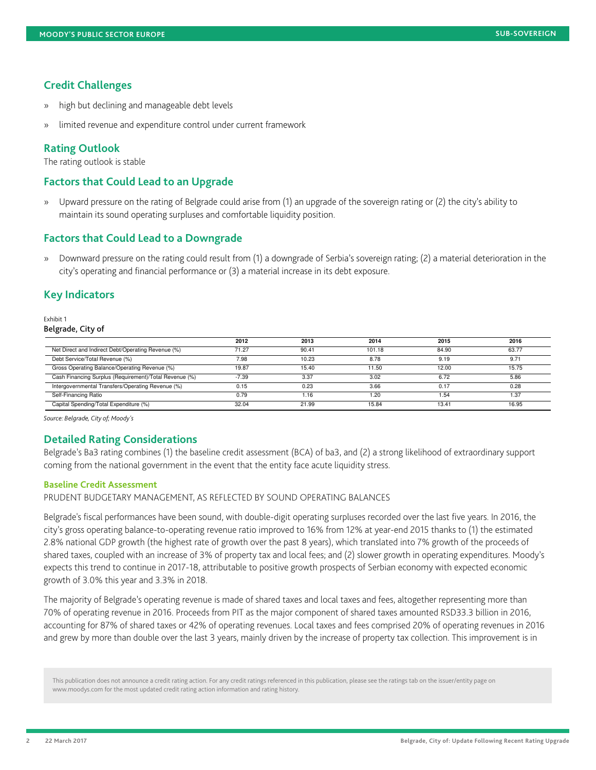## Credit Challenges

» high but declining and manageable debt levels

» limited revenue and expenditure control under current framework

## Rating Outlook

The rating outlook is stable

## Factors that Could Lead to an Upgrade

» Upward pressure on the rating of Belgrade could arise from (1) an upgrade of the sovereign rating or (2) the city's ability to maintain its sound operating surpluses and comfortable liquidity position.

## Factors that Could Lead to a Downgrade

» Downward pressure on the rating could result from (1) a downgrade of Serbia's sovereign rating; (2) a material deterioration in the city's operating and financial performance or (3) a material increase in its debt exposure.

## Key Indicators

Exhibit 1
**Belgrade, City of**

| | 2012 | 2013 | 2014 | 2015 | 2016 |
|---|---|---|---|---|---|
| Net Direct and Indirect Debt/Operating Revenue (%) | 71.27 | 90.41 | 101.18 | 84.90 | 63.77 |
| Debt Service/Total Revenue (%) | 7.98 | 10.23 | 8.78 | 9.19 | 9.71 |
| Gross Operating Balance/Operating Revenue (%) | 19.87 | 15.40 | 11.50 | 12.00 | 15.75 |
| Cash Financing Surplus (Requirement)/Total Revenue (%) | -7.39 | 3.37 | 3.02 | 6.72 | 5.86 |
| Intergovernmental Transfers/Operating Revenue (%) | 0.15 | 0.23 | 3.66 | 0.17 | 0.28 |
| Self-Financing Ratio | 0.79 | 1.16 | 1.20 | 1.54 | 1.37 |
| Capital Spending/Total Expenditure (%) | 32.04 | 21.99 | 15.84 | 13.41 | 16.95 |

*Source: Belgrade, City of; Moody's*

## Detailed Rating Considerations

Belgrade's Ba3 rating combines (1) the baseline credit assessment (BCA) of ba3, and (2) a strong likelihood of extraordinary support coming from the national government in the event that the entity face acute liquidity stress.

### Baseline Credit Assessment

PRUDENT BUDGETARY MANAGEMENT, AS REFLECTED BY SOUND OPERATING BALANCES

Belgrade's fiscal performances have been sound, with double-digit operating surpluses recorded over the last five years. In 2016, the city's gross operating balance-to-operating revenue ratio improved to 16% from 12% at year-end 2015 thanks to (1) the estimated 2.8% national GDP growth (the highest rate of growth over the past 8 years), which translated into 7% growth of the proceeds of shared taxes, coupled with an increase of 3% of property tax and local fees; and (2) slower growth in operating expenditures. Moody's expects this trend to continue in 2017-18, attributable to positive growth prospects of Serbian economy with expected economic growth of 3.0% this year and 3.3% in 2018.

The majority of Belgrade's operating revenue is made of shared taxes and local taxes and fees, altogether representing more than 70% of operating revenue in 2016. Proceeds from PIT as the major component of shared taxes amounted RSD33.3 billion in 2016, accounting for 87% of shared taxes or 42% of operating revenues. Local taxes and fees comprised 20% of operating revenues in 2016 and grew by more than double over the last 3 years, mainly driven by the increase of property tax collection. This improvement is in

This publication does not announce a credit rating action. For any credit ratings referenced in this publication, please see the ratings tab on the issuer/entity page on www.moodys.com for the most updated credit rating action information and rating history.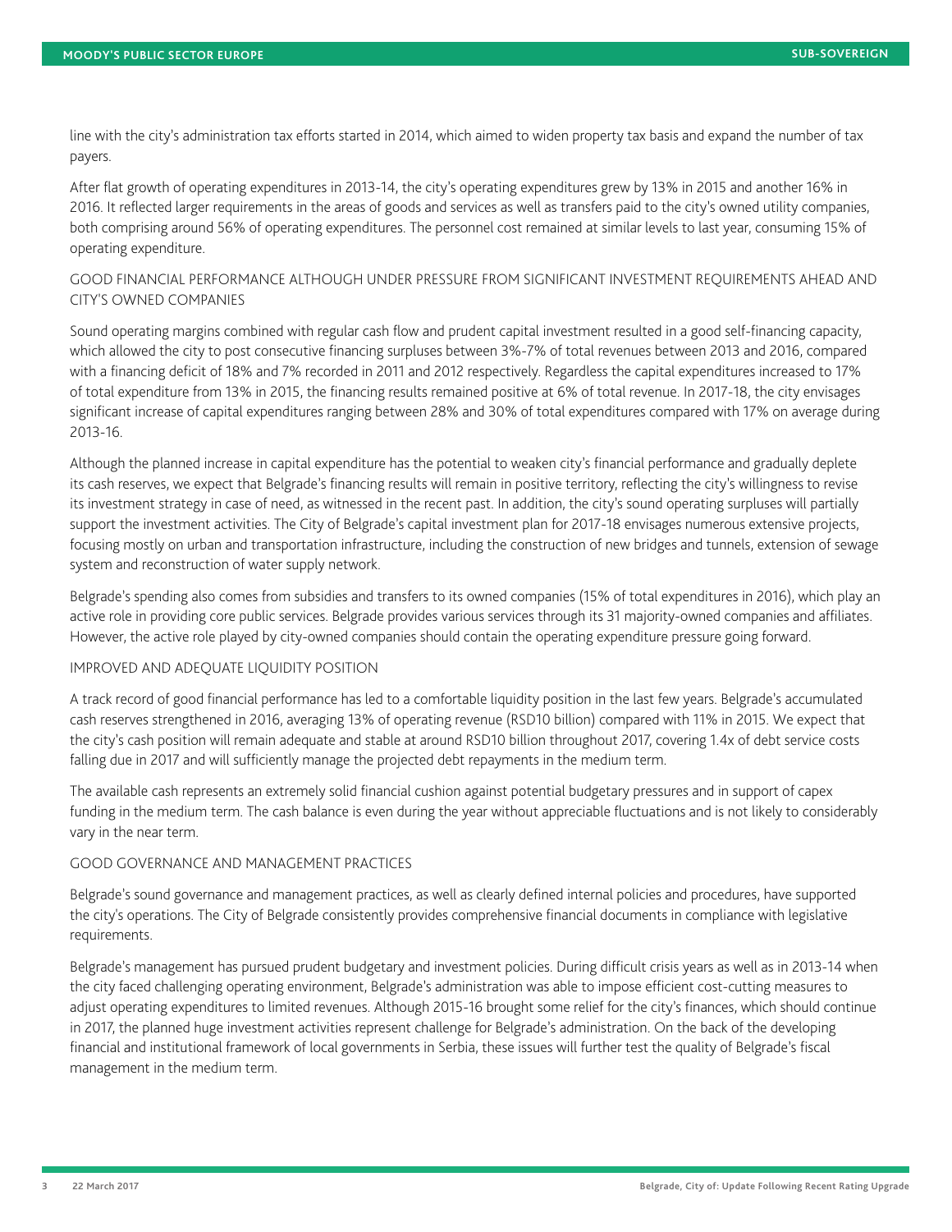line with the city's administration tax efforts started in 2014, which aimed to widen property tax basis and expand the number of tax payers.

After flat growth of operating expenditures in 2013-14, the city's operating expenditures grew by 13% in 2015 and another 16% in 2016. It reflected larger requirements in the areas of goods and services as well as transfers paid to the city's owned utility companies, both comprising around 56% of operating expenditures. The personnel cost remained at similar levels to last year, consuming 15% of operating expenditure.

### GOOD FINANCIAL PERFORMANCE ALTHOUGH UNDER PRESSURE FROM SIGNIFICANT INVESTMENT REQUIREMENTS AHEAD AND CITY'S OWNED COMPANIES

Sound operating margins combined with regular cash flow and prudent capital investment resulted in a good self-financing capacity, which allowed the city to post consecutive financing surpluses between 3%-7% of total revenues between 2013 and 2016, compared with a financing deficit of 18% and 7% recorded in 2011 and 2012 respectively. Regardless the capital expenditures increased to 17% of total expenditure from 13% in 2015, the financing results remained positive at 6% of total revenue. In 2017-18, the city envisages significant increase of capital expenditures ranging between 28% and 30% of total expenditures compared with 17% on average during 2013-16.

Although the planned increase in capital expenditure has the potential to weaken city's financial performance and gradually deplete its cash reserves, we expect that Belgrade's financing results will remain in positive territory, reflecting the city's willingness to revise its investment strategy in case of need, as witnessed in the recent past. In addition, the city's sound operating surpluses will partially support the investment activities. The City of Belgrade's capital investment plan for 2017-18 envisages numerous extensive projects, focusing mostly on urban and transportation infrastructure, including the construction of new bridges and tunnels, extension of sewage system and reconstruction of water supply network.

Belgrade's spending also comes from subsidies and transfers to its owned companies (15% of total expenditures in 2016), which play an active role in providing core public services. Belgrade provides various services through its 31 majority-owned companies and affiliates. However, the active role played by city-owned companies should contain the operating expenditure pressure going forward.

### IMPROVED AND ADEQUATE LIQUIDITY POSITION

A track record of good financial performance has led to a comfortable liquidity position in the last few years. Belgrade's accumulated cash reserves strengthened in 2016, averaging 13% of operating revenue (RSD10 billion) compared with 11% in 2015. We expect that the city's cash position will remain adequate and stable at around RSD10 billion throughout 2017, covering 1.4x of debt service costs falling due in 2017 and will sufficiently manage the projected debt repayments in the medium term.

The available cash represents an extremely solid financial cushion against potential budgetary pressures and in support of capex funding in the medium term. The cash balance is even during the year without appreciable fluctuations and is not likely to considerably vary in the near term.

### GOOD GOVERNANCE AND MANAGEMENT PRACTICES

Belgrade's sound governance and management practices, as well as clearly defined internal policies and procedures, have supported the city's operations. The City of Belgrade consistently provides comprehensive financial documents in compliance with legislative requirements.

Belgrade's management has pursued prudent budgetary and investment policies. During difficult crisis years as well as in 2013-14 when the city faced challenging operating environment, Belgrade's administration was able to impose efficient cost-cutting measures to adjust operating expenditures to limited revenues. Although 2015-16 brought some relief for the city's finances, which should continue in 2017, the planned huge investment activities represent challenge for Belgrade's administration. On the back of the developing financial and institutional framework of local governments in Serbia, these issues will further test the quality of Belgrade's fiscal management in the medium term.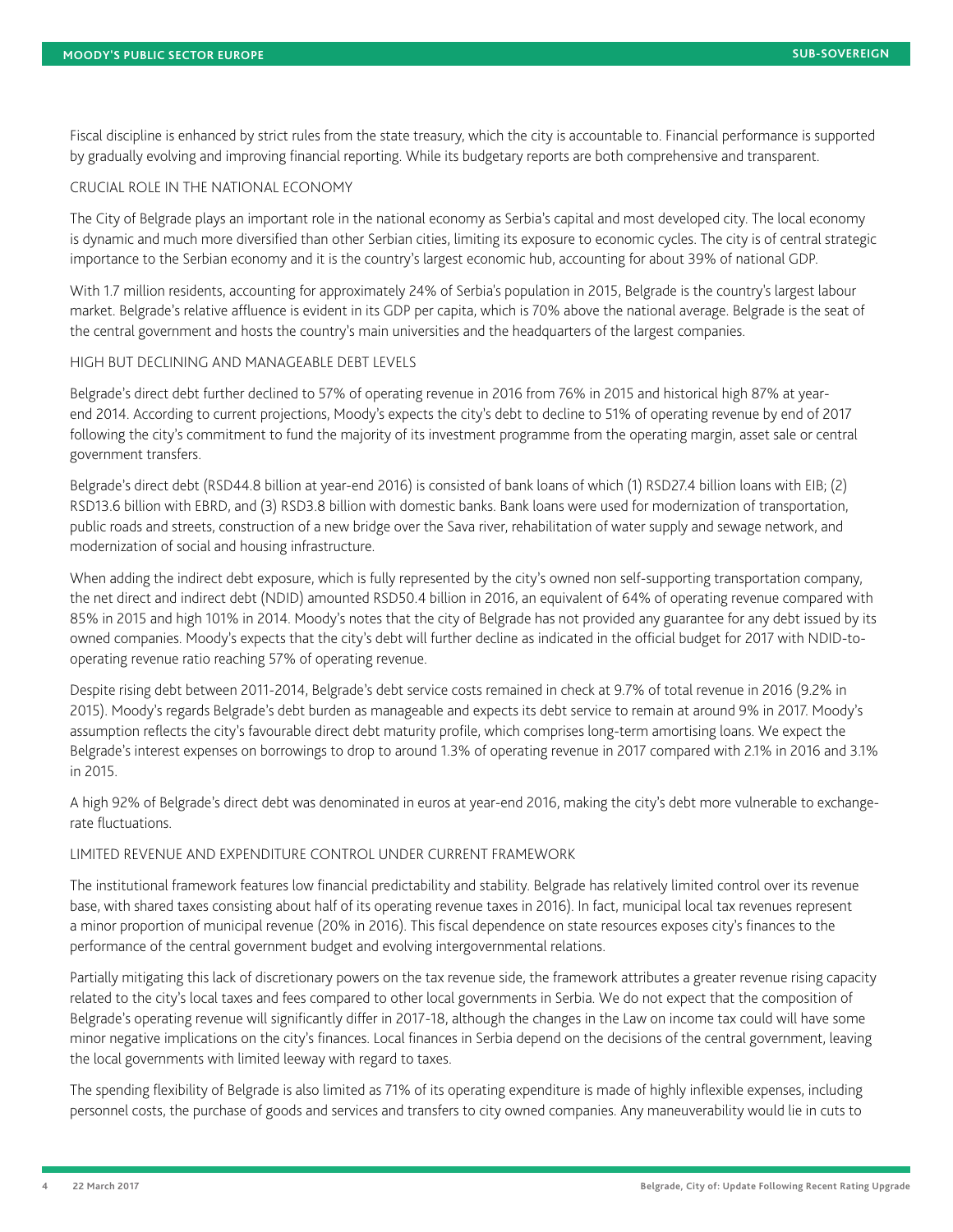Fiscal discipline is enhanced by strict rules from the state treasury, which the city is accountable to. Financial performance is supported by gradually evolving and improving financial reporting. While its budgetary reports are both comprehensive and transparent.

CRUCIAL ROLE IN THE NATIONAL ECONOMY

The City of Belgrade plays an important role in the national economy as Serbia's capital and most developed city. The local economy is dynamic and much more diversified than other Serbian cities, limiting its exposure to economic cycles. The city is of central strategic importance to the Serbian economy and it is the country's largest economic hub, accounting for about 39% of national GDP.

With 1.7 million residents, accounting for approximately 24% of Serbia's population in 2015, Belgrade is the country's largest labour market. Belgrade's relative affluence is evident in its GDP per capita, which is 70% above the national average. Belgrade is the seat of the central government and hosts the country's main universities and the headquarters of the largest companies.

HIGH BUT DECLINING AND MANAGEABLE DEBT LEVELS

Belgrade's direct debt further declined to 57% of operating revenue in 2016 from 76% in 2015 and historical high 87% at year-end 2014. According to current projections, Moody's expects the city's debt to decline to 51% of operating revenue by end of 2017 following the city's commitment to fund the majority of its investment programme from the operating margin, asset sale or central government transfers.

Belgrade's direct debt (RSD44.8 billion at year-end 2016) is consisted of bank loans of which (1) RSD27.4 billion loans with EIB; (2) RSD13.6 billion with EBRD, and (3) RSD3.8 billion with domestic banks. Bank loans were used for modernization of transportation, public roads and streets, construction of a new bridge over the Sava river, rehabilitation of water supply and sewage network, and modernization of social and housing infrastructure.

When adding the indirect debt exposure, which is fully represented by the city's owned non self-supporting transportation company, the net direct and indirect debt (NDID) amounted RSD50.4 billion in 2016, an equivalent of 64% of operating revenue compared with 85% in 2015 and high 101% in 2014. Moody's notes that the city of Belgrade has not provided any guarantee for any debt issued by its owned companies. Moody's expects that the city's debt will further decline as indicated in the official budget for 2017 with NDID-to-operating revenue ratio reaching 57% of operating revenue.

Despite rising debt between 2011-2014, Belgrade's debt service costs remained in check at 9.7% of total revenue in 2016 (9.2% in 2015). Moody's regards Belgrade's debt burden as manageable and expects its debt service to remain at around 9% in 2017. Moody's assumption reflects the city's favourable direct debt maturity profile, which comprises long-term amortising loans. We expect the Belgrade's interest expenses on borrowings to drop to around 1.3% of operating revenue in 2017 compared with 2.1% in 2016 and 3.1% in 2015.

A high 92% of Belgrade's direct debt was denominated in euros at year-end 2016, making the city's debt more vulnerable to exchange-rate fluctuations.

LIMITED REVENUE AND EXPENDITURE CONTROL UNDER CURRENT FRAMEWORK

The institutional framework features low financial predictability and stability. Belgrade has relatively limited control over its revenue base, with shared taxes consisting about half of its operating revenue taxes in 2016). In fact, municipal local tax revenues represent a minor proportion of municipal revenue (20% in 2016). This fiscal dependence on state resources exposes city's finances to the performance of the central government budget and evolving intergovernmental relations.

Partially mitigating this lack of discretionary powers on the tax revenue side, the framework attributes a greater revenue rising capacity related to the city's local taxes and fees compared to other local governments in Serbia. We do not expect that the composition of Belgrade's operating revenue will significantly differ in 2017-18, although the changes in the Law on income tax could will have some minor negative implications on the city's finances. Local finances in Serbia depend on the decisions of the central government, leaving the local governments with limited leeway with regard to taxes.

The spending flexibility of Belgrade is also limited as 71% of its operating expenditure is made of highly inflexible expenses, including personnel costs, the purchase of goods and services and transfers to city owned companies. Any maneuverability would lie in cuts to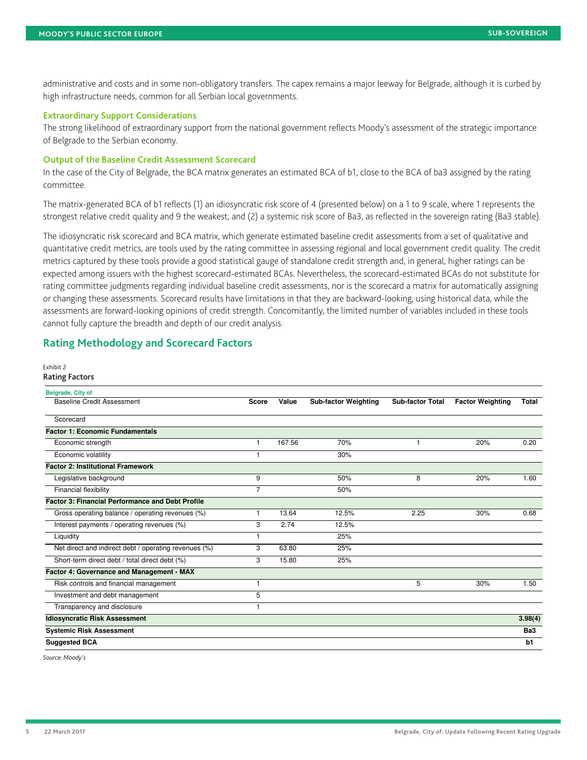administrative and costs and in some non-obligatory transfers. The capex remains a major leeway for Belgrade, although it is curbed by high infrastructure needs, common for all Serbian local governments.

### Extraordinary Support Considerations

The strong likelihood of extraordinary support from the national government reflects Moody's assessment of the strategic importance of Belgrade to the Serbian economy.

### Output of the Baseline Credit Assessment Scorecard

In the case of the City of Belgrade, the BCA matrix generates an estimated BCA of b1, close to the BCA of ba3 assigned by the rating committee.

The matrix-generated BCA of b1 reflects (1) an idiosyncratic risk score of 4 (presented below) on a 1 to 9 scale, where 1 represents the strongest relative credit quality and 9 the weakest; and (2) a systemic risk score of Ba3, as reflected in the sovereign rating (Ba3 stable).

The idiosyncratic risk scorecard and BCA matrix, which generate estimated baseline credit assessments from a set of qualitative and quantitative credit metrics, are tools used by the rating committee in assessing regional and local government credit quality. The credit metrics captured by these tools provide a good statistical gauge of standalone credit strength and, in general, higher ratings can be expected among issuers with the highest scorecard-estimated BCAs. Nevertheless, the scorecard-estimated BCAs do not substitute for rating committee judgments regarding individual baseline credit assessments, nor is the scorecard a matrix for automatically assigning or changing these assessments. Scorecard results have limitations in that they are backward-looking, using historical data, while the assessments are forward-looking opinions of credit strength. Concomitantly, the limited number of variables included in these tools cannot fully capture the breadth and depth of our credit analysis.

## Rating Methodology and Scorecard Factors

Exhibit 2

Rating Factors

| Belgrade, City of | | | | | | |
|---|---|---|---|---|---|---|
| Baseline Credit Assessment | **Score** | **Value** | **Sub-factor Weighting** | **Sub-factor Total** | **Factor Weighting** | **Total** |
| Scorecard | | | | | | |
| **Factor 1: Economic Fundamentals** | | | | | | |
| Economic strength | 1 | 167.56 | 70% | 1 | 20% | 0.20 |
| Economic volatility | 1 | | 30% | | | |
| **Factor 2: Institutional Framework** | | | | | | |
| Legislative background | 9 | | 50% | 8 | 20% | 1.60 |
| Financial flexibility | 7 | | 50% | | | |
| **Factor 3: Financial Performance and Debt Profile** | | | | | | |
| Gross operating balance / operating revenues (%) | 1 | 13.64 | 12.5% | 2.25 | 30% | 0.68 |
| Interest payments / operating revenues (%) | 3 | 2.74 | 12.5% | | | |
| Liquidity | 1 | | 25% | | | |
| Net direct and indirect debt / operating revenues (%) | 3 | 63.80 | 25% | | | |
| Short-term direct debt / total direct debt (%) | 3 | 15.80 | 25% | | | |
| **Factor 4: Governance and Management - MAX** | | | | | | |
| Risk controls and financial management | 1 | | | 5 | 30% | 1.50 |
| Investment and debt management | 5 | | | | | |
| Transparency and disclosure | 1 | | | | | |
| **Idiosyncratic Risk Assessment** | | | | | | **3.98(4)** |
| **Systemic Risk Assessment** | | | | | | **Ba3** |
| **Suggested BCA** | | | | | | **b1** |

*Source: Moody's*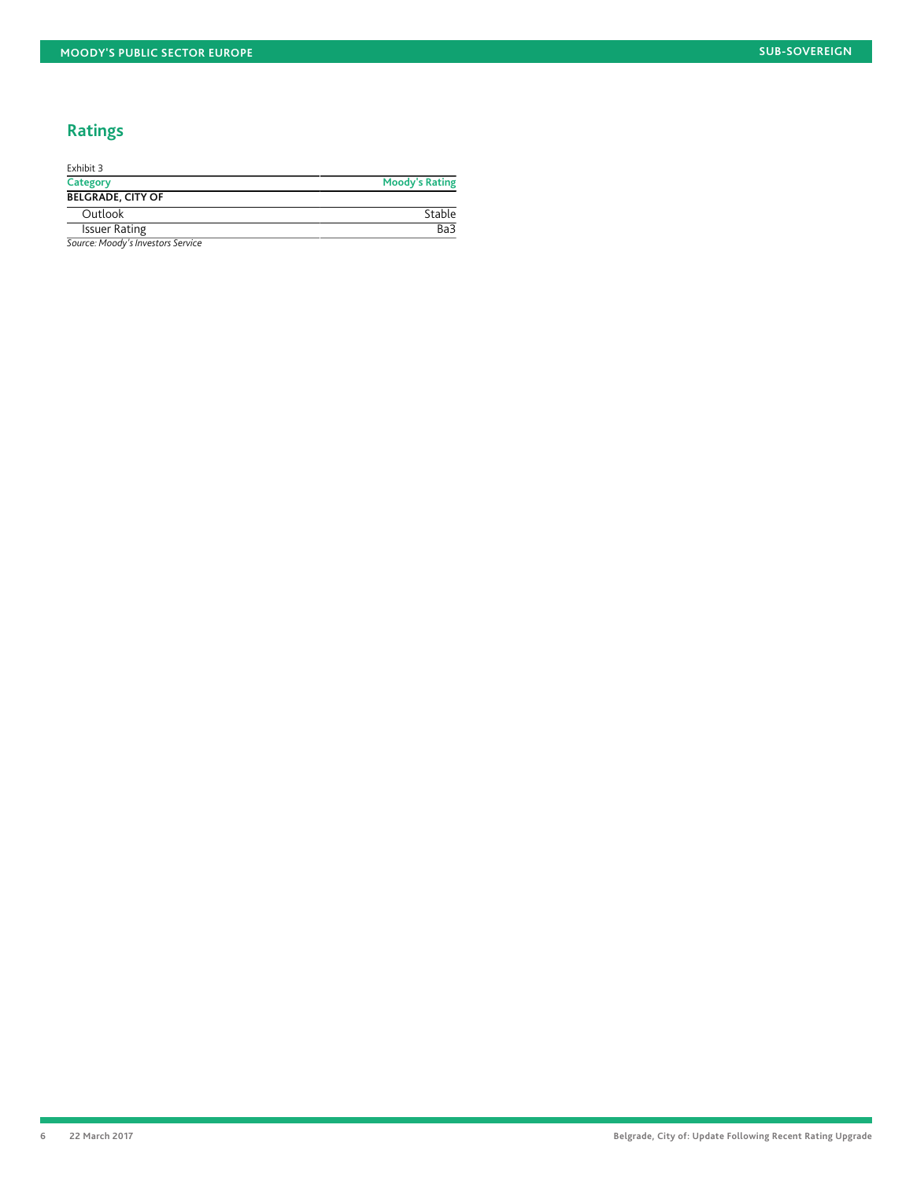## Ratings

Exhibit 3

| Category | Moody's Rating |
|---|---|
| **BELGRADE, CITY OF** | |
| Outlook | Stable |
| Issuer Rating | Ba3 |

*Source: Moody's Investors Service*